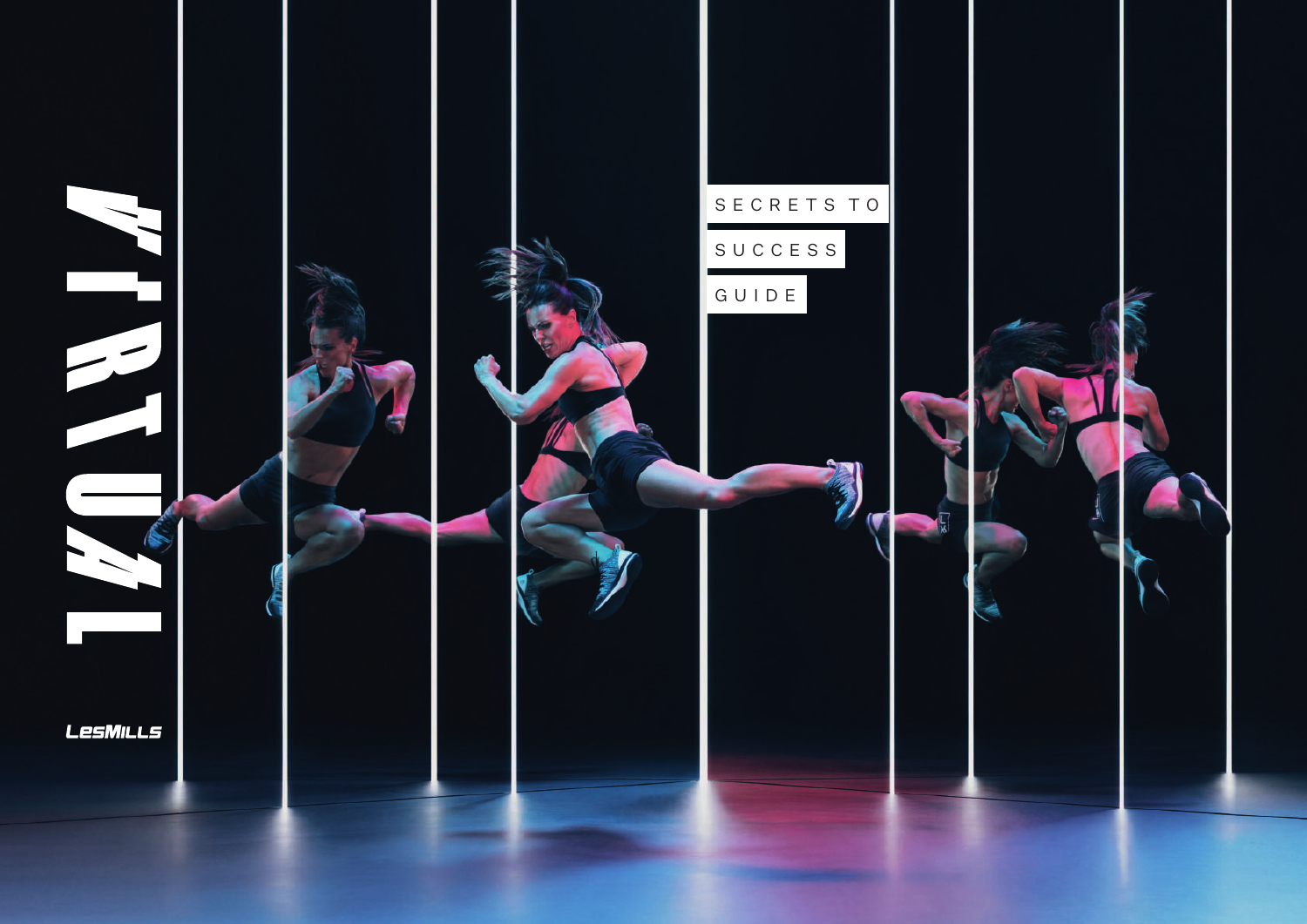# VIRTUAL

LesMills

SECRETS TO

SUCCESS

GUIDE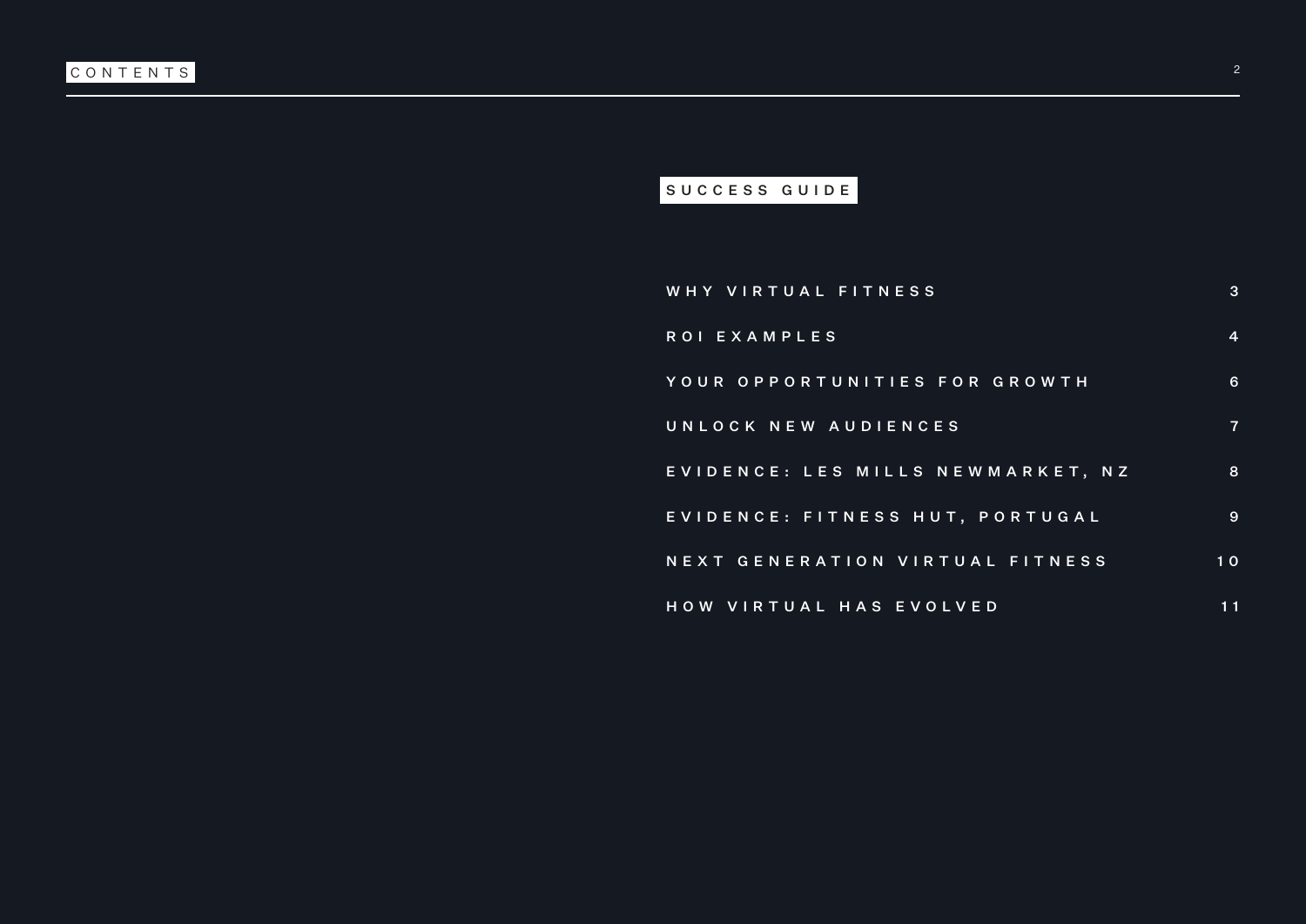# CONTENTS

## SUCCESS GUIDE

| | |
|---|---|
| WHY VIRTUAL FITNESS | 3 |
| ROI EXAMPLES | 4 |
| YOUR OPPORTUNITIES FOR GROWTH | 6 |
| UNLOCK NEW AUDIENCES | 7 |
| EVIDENCE: LES MILLS NEWMARKET, NZ | 8 |
| EVIDENCE: FITNESS HUT, PORTUGAL | 9 |
| NEXT GENERATION VIRTUAL FITNESS | 10 |
| HOW VIRTUAL HAS EVOLVED | 11 |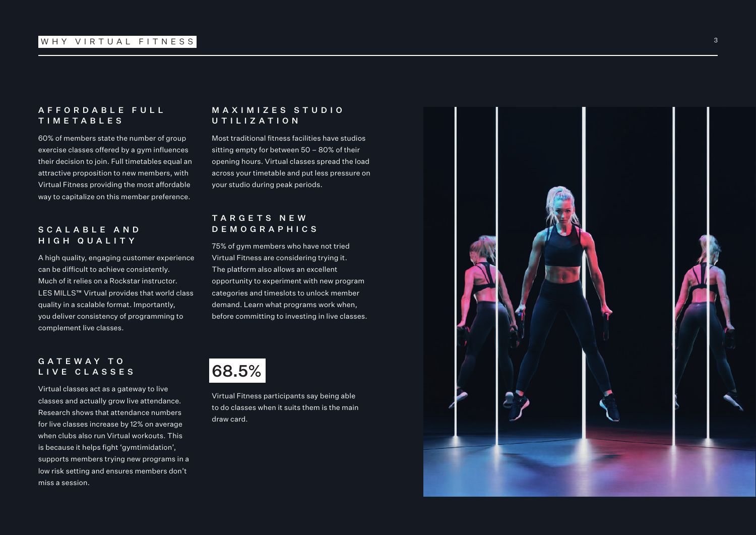## WHY VIRTUAL FITNESS

### AFFORDABLE FULL TIMETABLES

60% of members state the number of group exercise classes offered by a gym influences their decision to join. Full timetables equal an attractive proposition to new members, with Virtual Fitness providing the most affordable way to capitalize on this member preference.

### SCALABLE AND HIGH QUALITY

A high quality, engaging customer experience can be difficult to achieve consistently. Much of it relies on a Rockstar instructor. LES MILLS™ Virtual provides that world class quality in a scalable format. Importantly, you deliver consistency of programming to complement live classes.

### GATEWAY TO LIVE CLASSES

Virtual classes act as a gateway to live classes and actually grow live attendance. Research shows that attendance numbers for live classes increase by 12% on average when clubs also run Virtual workouts. This is because it helps fight 'gymtimidation', supports members trying new programs in a low risk setting and ensures members don't miss a session.

### MAXIMIZES STUDIO UTILIZATION

Most traditional fitness facilities have studios sitting empty for between 50 – 80% of their opening hours. Virtual classes spread the load across your timetable and put less pressure on your studio during peak periods.

### TARGETS NEW DEMOGRAPHICS

75% of gym members who have not tried Virtual Fitness are considering trying it. The platform also allows an excellent opportunity to experiment with new program categories and timeslots to unlock member demand. Learn what programs work when, before committing to investing in live classes.

**68.5%**

Virtual Fitness participants say being able to do classes when it suits them is the main draw card.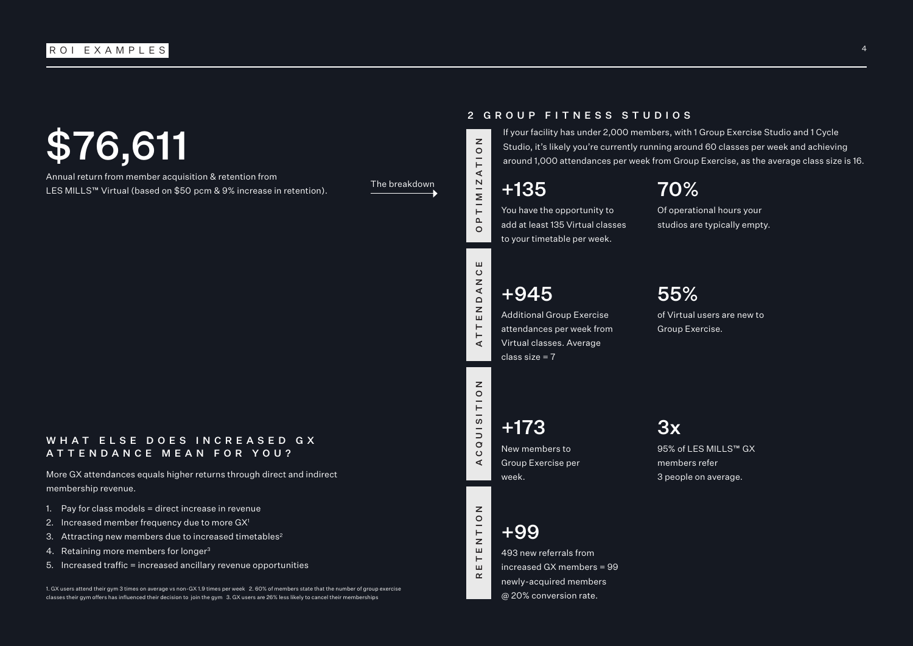ROI EXAMPLES

# $76,611

Annual return from member acquisition & retention from LES MILLS™ Virtual (based on $50 pcm & 9% increase in retention).

The breakdown

## WHAT ELSE DOES INCREASED GX ATTENDANCE MEAN FOR YOU?

More GX attendances equals higher returns through direct and indirect membership revenue.

1. Pay for class models = direct increase in revenue
2. Increased member frequency due to more GX[1]
3. Attracting new members due to increased timetables[2]
4. Retaining more members for longer[3]
5. Increased traffic = increased ancillary revenue opportunities

1. GX users attend their gym 3 times on average vs non-GX 1.9 times per week 2. 60% of members state that the number of group exercise classes their gym offers has influenced their decision to join the gym 3. GX users are 26% less likely to cancel their memberships

## 2 GROUP FITNESS STUDIOS

### OPTIMIZATION

If your facility has under 2,000 members, with 1 Group Exercise Studio and 1 Cycle Studio, it's likely you're currently running around 60 classes per week and achieving around 1,000 attendances per week from Group Exercise, as the average class size is 16.

**+135**

You have the opportunity to add at least 135 Virtual classes to your timetable per week.

**70%**

Of operational hours your studios are typically empty.

### ATTENDANCE

**+945**

Additional Group Exercise attendances per week from Virtual classes. Average class size = 7

**55%**

of Virtual users are new to Group Exercise.

### ACQUISITION

**+173**

New members to Group Exercise per week.

**3x**

95% of LES MILLS™ GX members refer 3 people on average.

### RETENTION

**+99**

493 new referrals from increased GX members = 99 newly-acquired members @ 20% conversion rate.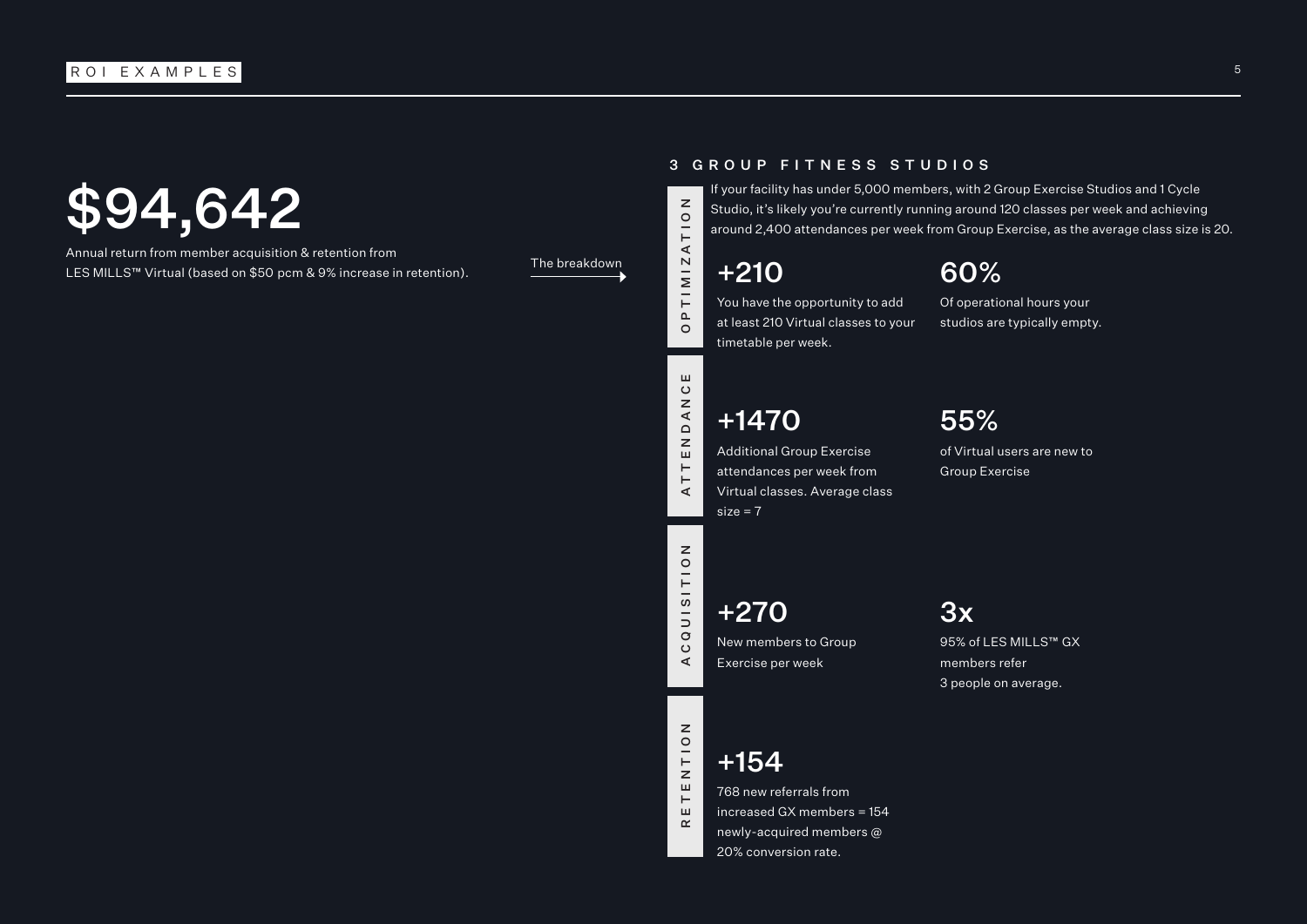ROI EXAMPLES

# $94,642

Annual return from member acquisition & retention from LES MILLS™ Virtual (based on $50 pcm & 9% increase in retention).

The breakdown

## 3 GROUP FITNESS STUDIOS

### OPTIMIZATION

If your facility has under 5,000 members, with 2 Group Exercise Studios and 1 Cycle Studio, it's likely you're currently running around 120 classes per week and achieving around 2,400 attendances per week from Group Exercise, as the average class size is 20.

**+210**

You have the opportunity to add at least 210 Virtual classes to your timetable per week.

**60%**

Of operational hours your studios are typically empty.

### ATTENDANCE

**+1470**

Additional Group Exercise attendances per week from Virtual classes. Average class size = 7

**55%**

of Virtual users are new to Group Exercise

### ACQUISITION

**+270**

New members to Group Exercise per week

**3x**

95% of LES MILLS™ GX members refer 3 people on average.

### RETENTION

**+154**

768 new referrals from increased GX members = 154 newly-acquired members @ 20% conversion rate.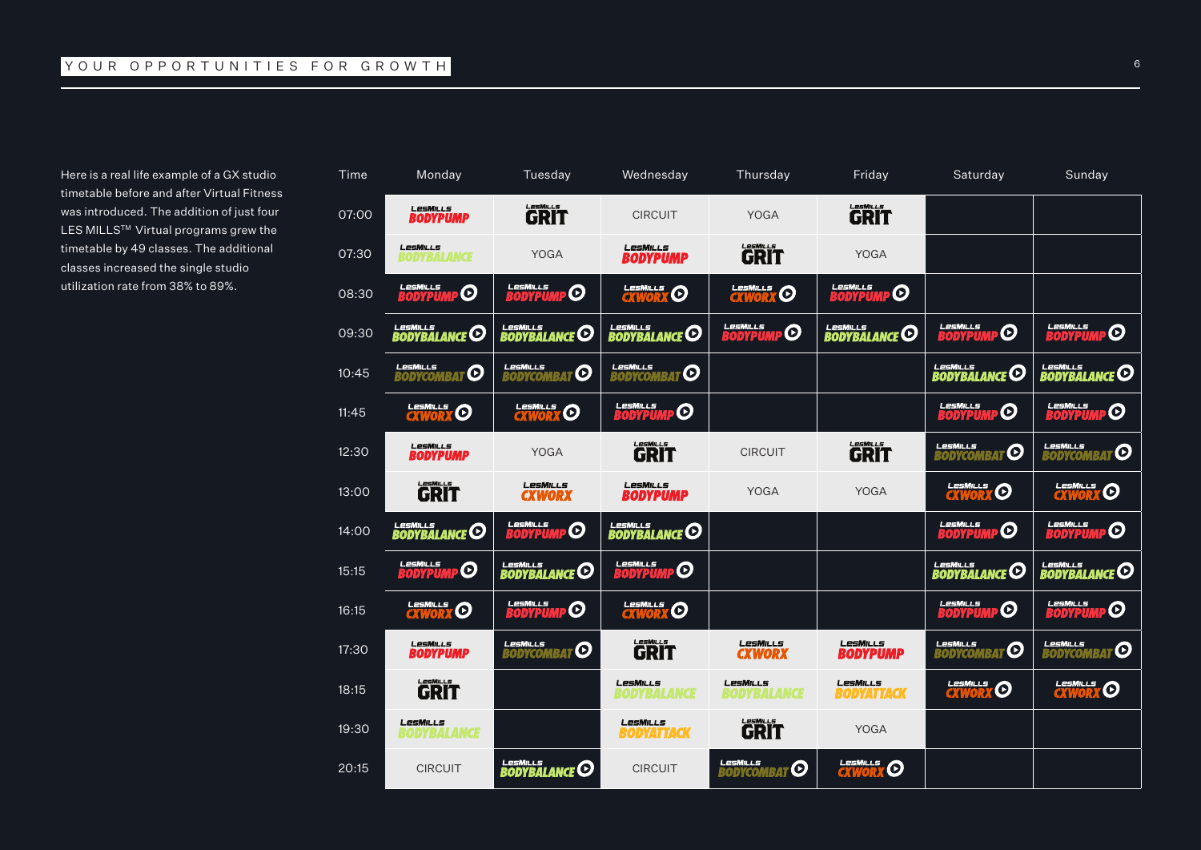## YOUR OPPORTUNITIES FOR GROWTH

Here is a real life example of a GX studio timetable before and after Virtual Fitness was introduced. The addition of just four LES MILLS™ Virtual programs grew the timetable by 49 classes. The additional classes increased the single studio utilization rate from 38% to 89%.

| Time | Monday | Tuesday | Wednesday | Thursday | Friday | Saturday | Sunday |
|---|---|---|---|---|---|---|---|
| 07:00 | LESMILLS BODYPUMP | LESMILLS GRIT | CIRCUIT | YOGA | LESMILLS GRIT | | |
| 07:30 | LESMILLS BODYBALANCE | YOGA | LESMILLS BODYPUMP | LESMILLS GRIT | YOGA | | |
| 08:30 | LESMILLS BODYPUMP ⊙ | LESMILLS BODYPUMP ⊙ | LESMILLS CXWORX ⊙ | LESMILLS CXWORX ⊙ | LESMILLS BODYPUMP ⊙ | | |
| 09:30 | LESMILLS BODYBALANCE ⊙ | LESMILLS BODYBALANCE ⊙ | LESMILLS BODYBALANCE ⊙ | LESMILLS BODYPUMP ⊙ | LESMILLS BODYBALANCE ⊙ | LESMILLS BODYPUMP ⊙ | LESMILLS BODYPUMP ⊙ |
| 10:45 | LESMILLS BODYCOMBAT ⊙ | LESMILLS BODYCOMBAT ⊙ | LESMILLS BODYCOMBAT ⊙ | | | LESMILLS BODYBALANCE ⊙ | LESMILLS BODYBALANCE ⊙ |
| 11:45 | LESMILLS CXWORX ⊙ | LESMILLS CXWORX ⊙ | LESMILLS BODYPUMP ⊙ | | | LESMILLS BODYPUMP ⊙ | LESMILLS BODYPUMP ⊙ |
| 12:30 | LESMILLS BODYPUMP | YOGA | LESMILLS GRIT | CIRCUIT | LESMILLS GRIT | LESMILLS BODYCOMBAT ⊙ | LESMILLS BODYCOMBAT ⊙ |
| 13:00 | LESMILLS GRIT | LESMILLS CXWORX | LESMILLS BODYPUMP | YOGA | YOGA | LESMILLS CXWORX ⊙ | LESMILLS CXWORX ⊙ |
| 14:00 | LESMILLS BODYBALANCE ⊙ | LESMILLS BODYPUMP ⊙ | LESMILLS BODYBALANCE ⊙ | | | LESMILLS BODYPUMP ⊙ | LESMILLS BODYPUMP ⊙ |
| 15:15 | LESMILLS BODYPUMP ⊙ | LESMILLS BODYBALANCE ⊙ | LESMILLS BODYPUMP ⊙ | | | LESMILLS BODYBALANCE ⊙ | LESMILLS BODYBALANCE ⊙ |
| 16:15 | LESMILLS CXWORX ⊙ | LESMILLS BODYPUMP ⊙ | LESMILLS CXWORX ⊙ | | | LESMILLS BODYPUMP ⊙ | LESMILLS BODYPUMP ⊙ |
| 17:30 | LESMILLS BODYPUMP | LESMILLS BODYCOMBAT ⊙ | LESMILLS GRIT | LESMILLS CXWORX | LESMILLS BODYPUMP | LESMILLS BODYCOMBAT ⊙ | LESMILLS BODYCOMBAT ⊙ |
| 18:15 | LESMILLS GRIT | | LESMILLS BODYBALANCE | LESMILLS BODYBALANCE | LESMILLS BODYATTACK | LESMILLS CXWORX ⊙ | LESMILLS CXWORX ⊙ |
| 19:30 | LESMILLS BODYBALANCE | | LESMILLS BODYATTACK | LESMILLS GRIT | YOGA | | |
| 20:15 | CIRCUIT | LESMILLS BODYBALANCE ⊙ | CIRCUIT | LESMILLS BODYCOMBAT ⊙ | LESMILLS CXWORX ⊙ | | |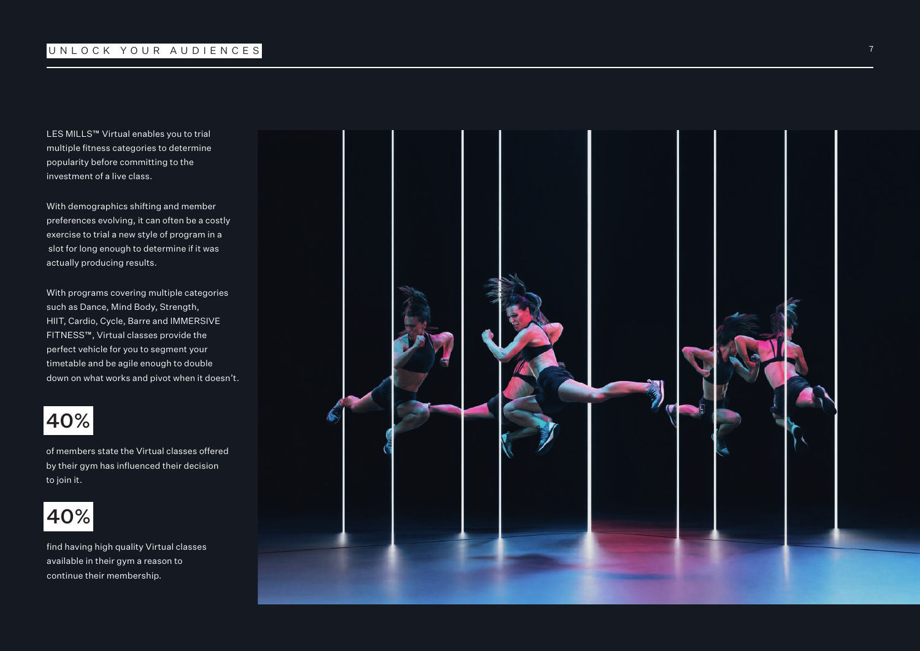LES MILLS™ Virtual enables you to trial multiple fitness categories to determine popularity before committing to the investment of a live class.

With demographics shifting and member preferences evolving, it can often be a costly exercise to trial a new style of program in a slot for long enough to determine if it was actually producing results.

With programs covering multiple categories such as Dance, Mind Body, Strength, HIIT, Cardio, Cycle, Barre and IMMERSIVE FITNESS™, Virtual classes provide the perfect vehicle for you to segment your timetable and be agile enough to double down on what works and pivot when it doesn't.

## 40%

of members state the Virtual classes offered by their gym has influenced their decision to join it.

## 40%

find having high quality Virtual classes available in their gym a reason to continue their membership.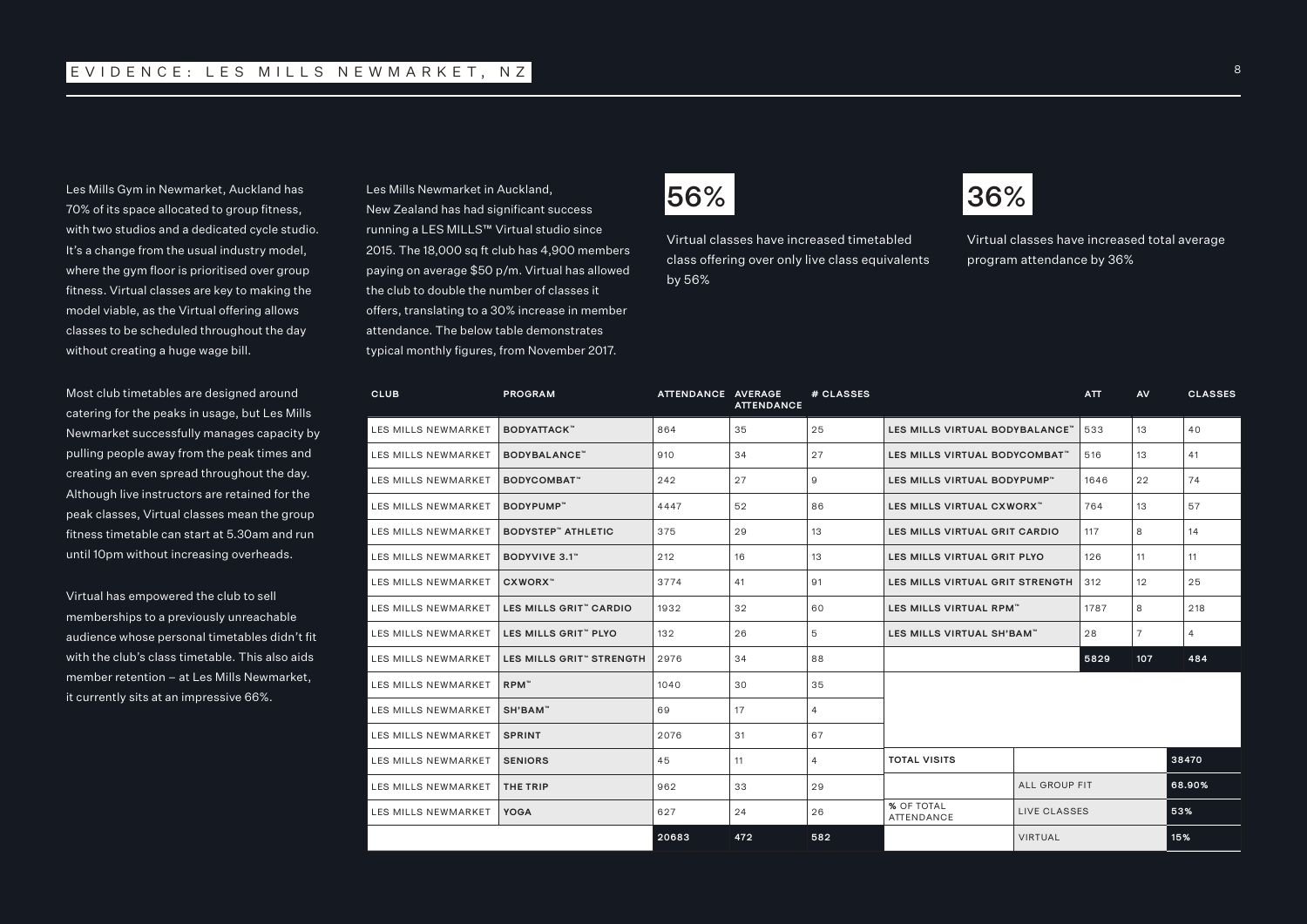# EVIDENCE: LES MILLS NEWMARKET, NZ

Les Mills Gym in Newmarket, Auckland has 70% of its space allocated to group fitness, with two studios and a dedicated cycle studio. It's a change from the usual industry model, where the gym floor is prioritised over group fitness. Virtual classes are key to making the model viable, as the Virtual offering allows classes to be scheduled throughout the day without creating a huge wage bill.

Most club timetables are designed around catering for the peaks in usage, but Les Mills Newmarket successfully manages capacity by pulling people away from the peak times and creating an even spread throughout the day. Although live instructors are retained for the peak classes, Virtual classes mean the group fitness timetable can start at 5.30am and run until 10pm without increasing overheads.

Virtual has empowered the club to sell memberships to a previously unreachable audience whose personal timetables didn't fit with the club's class timetable. This also aids member retention – at Les Mills Newmarket, it currently sits at an impressive 66%.

Les Mills Newmarket in Auckland, New Zealand has had significant success running a LES MILLS™ Virtual studio since 2015. The 18,000 sq ft club has 4,900 members paying on average $50 p/m. Virtual has allowed the club to double the number of classes it offers, translating to a 30% increase in member attendance. The below table demonstrates typical monthly figures, from November 2017.

**56%**

Virtual classes have increased timetabled class offering over only live class equivalents by 56%

**36%**

Virtual classes have increased total average program attendance by 36%

| CLUB | PROGRAM | ATTENDANCE | AVERAGE ATTENDANCE | # CLASSES |
|---|---|---|---|---|
| LES MILLS NEWMARKET | BODYATTACK™ | 864 | 35 | 25 |
| LES MILLS NEWMARKET | BODYBALANCE™ | 910 | 34 | 27 |
| LES MILLS NEWMARKET | BODYCOMBAT™ | 242 | 27 | 9 |
| LES MILLS NEWMARKET | BODYPUMP™ | 4447 | 52 | 86 |
| LES MILLS NEWMARKET | BODYSTEP™ ATHLETIC | 375 | 29 | 13 |
| LES MILLS NEWMARKET | BODYVIVE 3.1™ | 212 | 16 | 13 |
| LES MILLS NEWMARKET | CXWORX™ | 3774 | 41 | 91 |
| LES MILLS NEWMARKET | LES MILLS GRIT™ CARDIO | 1932 | 32 | 60 |
| LES MILLS NEWMARKET | LES MILLS GRIT™ PLYO | 132 | 26 | 5 |
| LES MILLS NEWMARKET | LES MILLS GRIT™ STRENGTH | 2976 | 34 | 88 |
| LES MILLS NEWMARKET | RPM™ | 1040 | 30 | 35 |
| LES MILLS NEWMARKET | SH'BAM™ | 69 | 17 | 4 |
| LES MILLS NEWMARKET | SPRINT | 2076 | 31 | 67 |
| LES MILLS NEWMARKET | SENIORS | 45 | 11 | 4 |
| LES MILLS NEWMARKET | THE TRIP | 962 | 33 | 29 |
| LES MILLS NEWMARKET | YOGA | 627 | 24 | 26 |
| | | **20683** | **472** | **582** |

| | ATT | AV | CLASSES |
|---|---|---|---|
| LES MILLS VIRTUAL BODYBALANCE™ | 533 | 13 | 40 |
| LES MILLS VIRTUAL BODYCOMBAT™ | 516 | 13 | 41 |
| LES MILLS VIRTUAL BODYPUMP™ | 1646 | 22 | 74 |
| LES MILLS VIRTUAL CXWORX™ | 764 | 13 | 57 |
| LES MILLS VIRTUAL GRIT CARDIO | 117 | 8 | 14 |
| LES MILLS VIRTUAL GRIT PLYO | 126 | 11 | 11 |
| LES MILLS VIRTUAL GRIT STRENGTH | 312 | 12 | 25 |
| LES MILLS VIRTUAL RPM™ | 1787 | 8 | 218 |
| LES MILLS VIRTUAL SH'BAM™ | 28 | 7 | 4 |
| | **5829** | **107** | **484** |

| | | |
|---|---|---|
| TOTAL VISITS | | 38470 |
| | ALL GROUP FIT | 68.90% |
| % OF TOTAL ATTENDANCE | LIVE CLASSES | 53% |
| | VIRTUAL | 15% |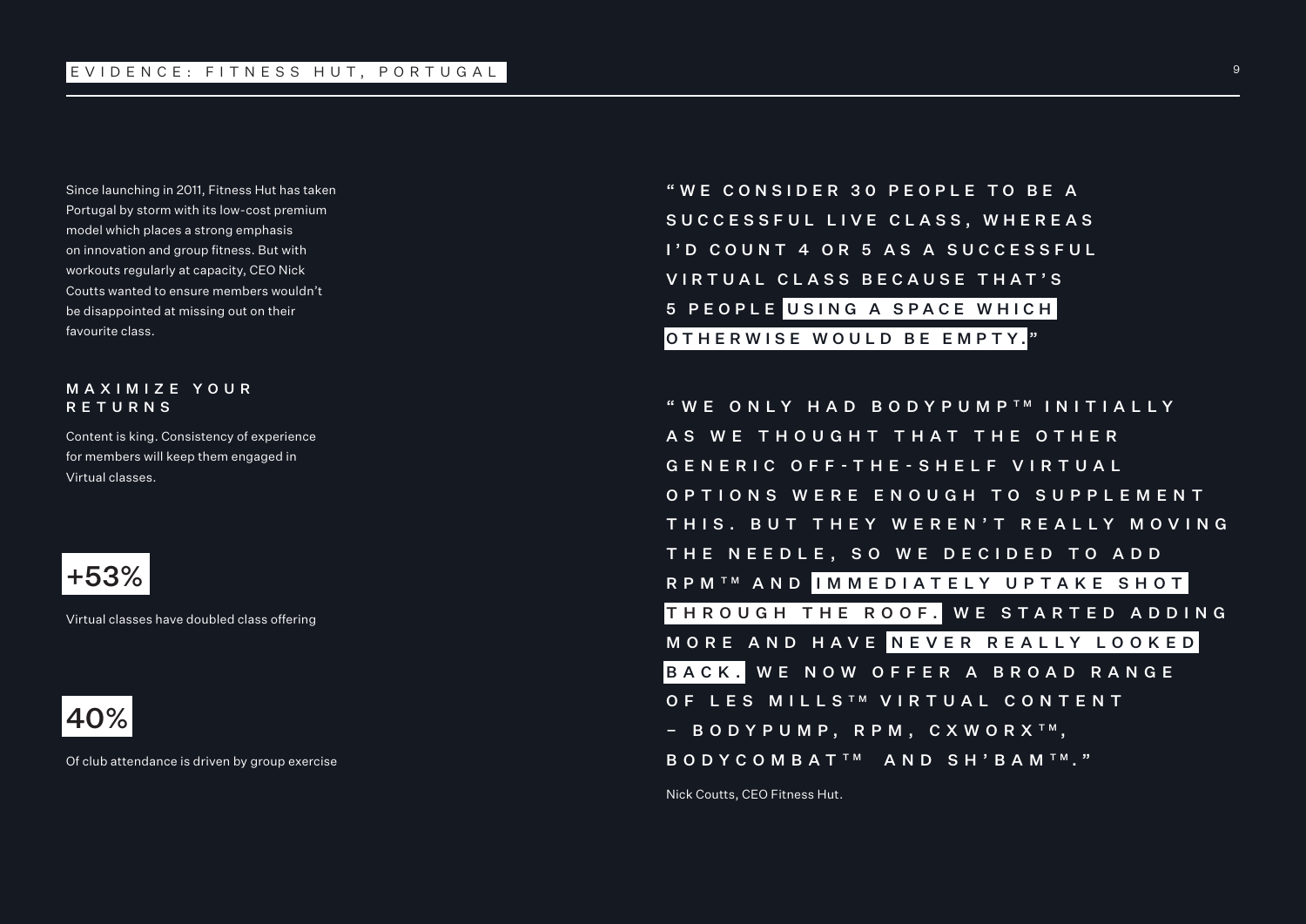# EVIDENCE: FITNESS HUT, PORTUGAL

Since launching in 2011, Fitness Hut has taken Portugal by storm with its low-cost premium model which places a strong emphasis on innovation and group fitness. But with workouts regularly at capacity, CEO Nick Coutts wanted to ensure members wouldn't be disappointed at missing out on their favourite class.

## MAXIMIZE YOUR RETURNS

Content is king. Consistency of experience for members will keep them engaged in Virtual classes.

**+53%**

Virtual classes have doubled class offering

**40%**

Of club attendance is driven by group exercise

"WE CONSIDER 30 PEOPLE TO BE A SUCCESSFUL LIVE CLASS, WHEREAS I'D COUNT 4 OR 5 AS A SUCCESSFUL VIRTUAL CLASS BECAUSE THAT'S 5 PEOPLE **USING A SPACE WHICH OTHERWISE WOULD BE EMPTY.**"

"WE ONLY HAD BODYPUMP™ INITIALLY AS WE THOUGHT THAT THE OTHER GENERIC OFF-THE-SHELF VIRTUAL OPTIONS WERE ENOUGH TO SUPPLEMENT THIS. BUT THEY WEREN'T REALLY MOVING THE NEEDLE, SO WE DECIDED TO ADD RPM™ AND **IMMEDIATELY UPTAKE SHOT THROUGH THE ROOF.** WE STARTED ADDING MORE AND HAVE **NEVER REALLY LOOKED BACK.** WE NOW OFFER A BROAD RANGE OF LES MILLS™ VIRTUAL CONTENT – BODYPUMP, RPM, CXWORX™, BODYCOMBAT™ AND SH'BAM™."

Nick Coutts, CEO Fitness Hut.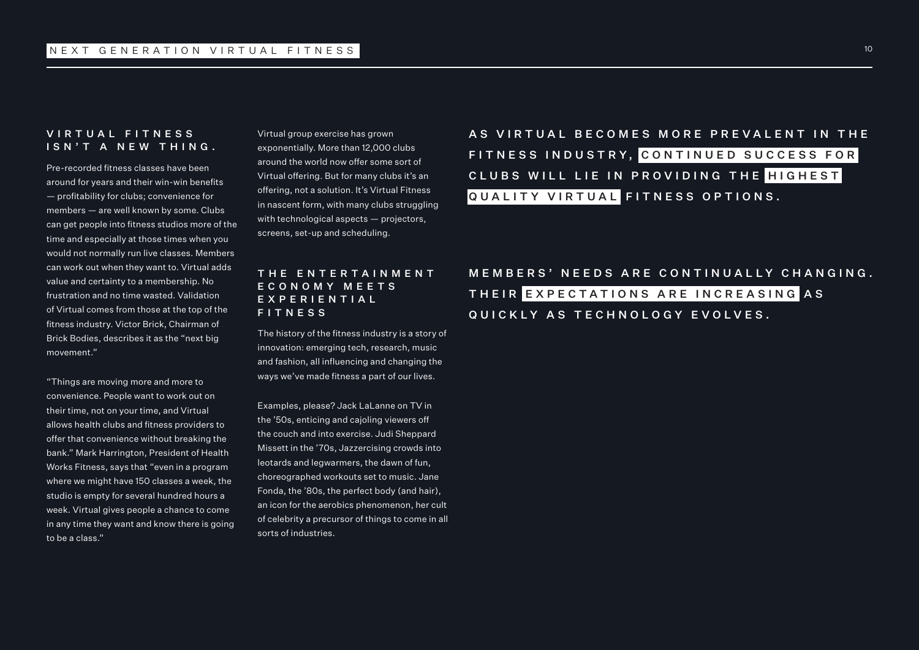## VIRTUAL FITNESS ISN'T A NEW THING.

Pre-recorded fitness classes have been around for years and their win-win benefits — profitability for clubs; convenience for members — are well known by some. Clubs can get people into fitness studios more of the time and especially at those times when you would not normally run live classes. Members can work out when they want to. Virtual adds value and certainty to a membership. No frustration and no time wasted. Validation of Virtual comes from those at the top of the fitness industry. Victor Brick, Chairman of Brick Bodies, describes it as the "next big movement."

"Things are moving more and more to convenience. People want to work out on their time, not on your time, and Virtual allows health clubs and fitness providers to offer that convenience without breaking the bank." Mark Harrington, President of Health Works Fitness, says that "even in a program where we might have 150 classes a week, the studio is empty for several hundred hours a week. Virtual gives people a chance to come in any time they want and know there is going to be a class."

Virtual group exercise has grown exponentially. More than 12,000 clubs around the world now offer some sort of Virtual offering. But for many clubs it's an offering, not a solution. It's Virtual Fitness in nascent form, with many clubs struggling with technological aspects — projectors, screens, set-up and scheduling.

## THE ENTERTAINMENT ECONOMY MEETS EXPERIENTIAL FITNESS

The history of the fitness industry is a story of innovation: emerging tech, research, music and fashion, all influencing and changing the ways we've made fitness a part of our lives.

Examples, please? Jack LaLanne on TV in the '50s, enticing and cajoling viewers off the couch and into exercise. Judi Sheppard Missett in the '70s, Jazzercising crowds into leotards and legwarmers, the dawn of fun, choreographed workouts set to music. Jane Fonda, the '80s, the perfect body (and hair), an icon for the aerobics phenomenon, her cult of celebrity a precursor of things to come in all sorts of industries.

**AS VIRTUAL BECOMES MORE PREVALENT IN THE FITNESS INDUSTRY, CONTINUED SUCCESS FOR CLUBS WILL LIE IN PROVIDING THE HIGHEST QUALITY VIRTUAL FITNESS OPTIONS.**

**MEMBERS' NEEDS ARE CONTINUALLY CHANGING. THEIR EXPECTATIONS ARE INCREASING AS QUICKLY AS TECHNOLOGY EVOLVES.**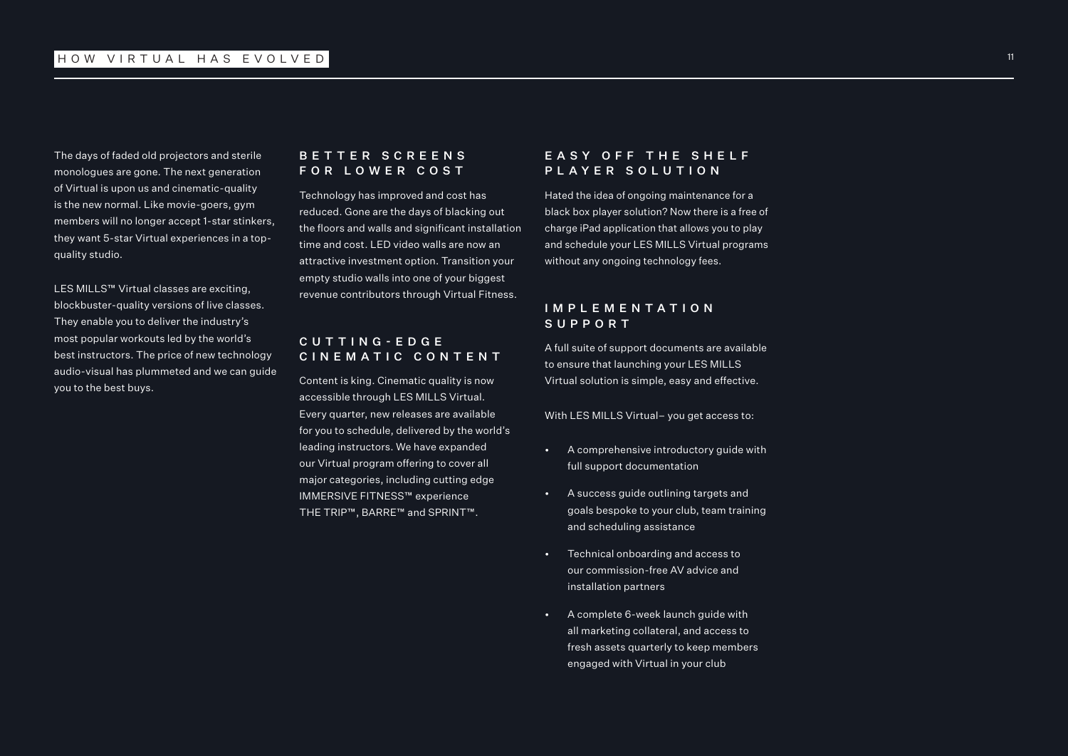# HOW VIRTUAL HAS EVOLVED

The days of faded old projectors and sterile monologues are gone. The next generation of Virtual is upon us and cinematic-quality is the new normal. Like movie-goers, gym members will no longer accept 1-star stinkers, they want 5-star Virtual experiences in a top-quality studio.

LES MILLS™ Virtual classes are exciting, blockbuster-quality versions of live classes. They enable you to deliver the industry's most popular workouts led by the world's best instructors. The price of new technology audio-visual has plummeted and we can guide you to the best buys.

## BETTER SCREENS FOR LOWER COST

Technology has improved and cost has reduced. Gone are the days of blacking out the floors and walls and significant installation time and cost. LED video walls are now an attractive investment option. Transition your empty studio walls into one of your biggest revenue contributors through Virtual Fitness.

## CUTTING-EDGE CINEMATIC CONTENT

Content is king. Cinematic quality is now accessible through LES MILLS Virtual. Every quarter, new releases are available for you to schedule, delivered by the world's leading instructors. We have expanded our Virtual program offering to cover all major categories, including cutting edge IMMERSIVE FITNESS™ experience THE TRIP™, BARRE™ and SPRINT™.

## EASY OFF THE SHELF PLAYER SOLUTION

Hated the idea of ongoing maintenance for a black box player solution? Now there is a free of charge iPad application that allows you to play and schedule your LES MILLS Virtual programs without any ongoing technology fees.

## IMPLEMENTATION SUPPORT

A full suite of support documents are available to ensure that launching your LES MILLS Virtual solution is simple, easy and effective.

With LES MILLS Virtual– you get access to:

- A comprehensive introductory guide with full support documentation
- A success guide outlining targets and goals bespoke to your club, team training and scheduling assistance
- Technical onboarding and access to our commission-free AV advice and installation partners
- A complete 6-week launch guide with all marketing collateral, and access to fresh assets quarterly to keep members engaged with Virtual in your club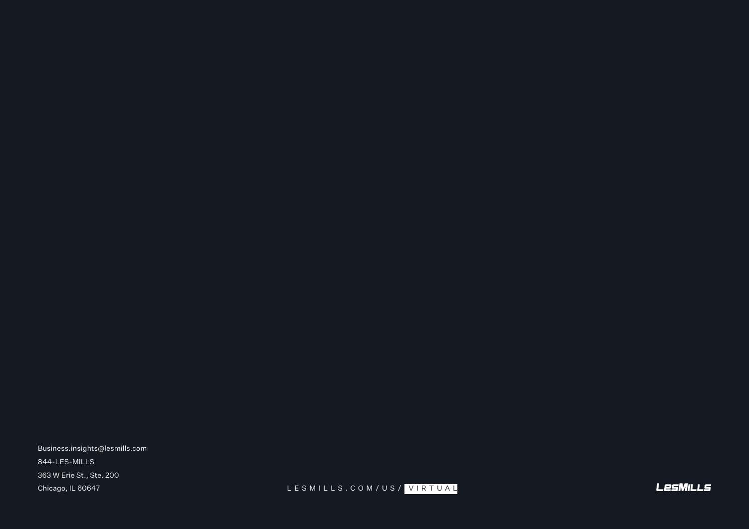Business.insights@lesmills.com

844-LES-MILLS

363 W Erie St., Ste. 200

Chicago, IL 60647

LESMILLS.COM/US/VIRTUAL

LesMills